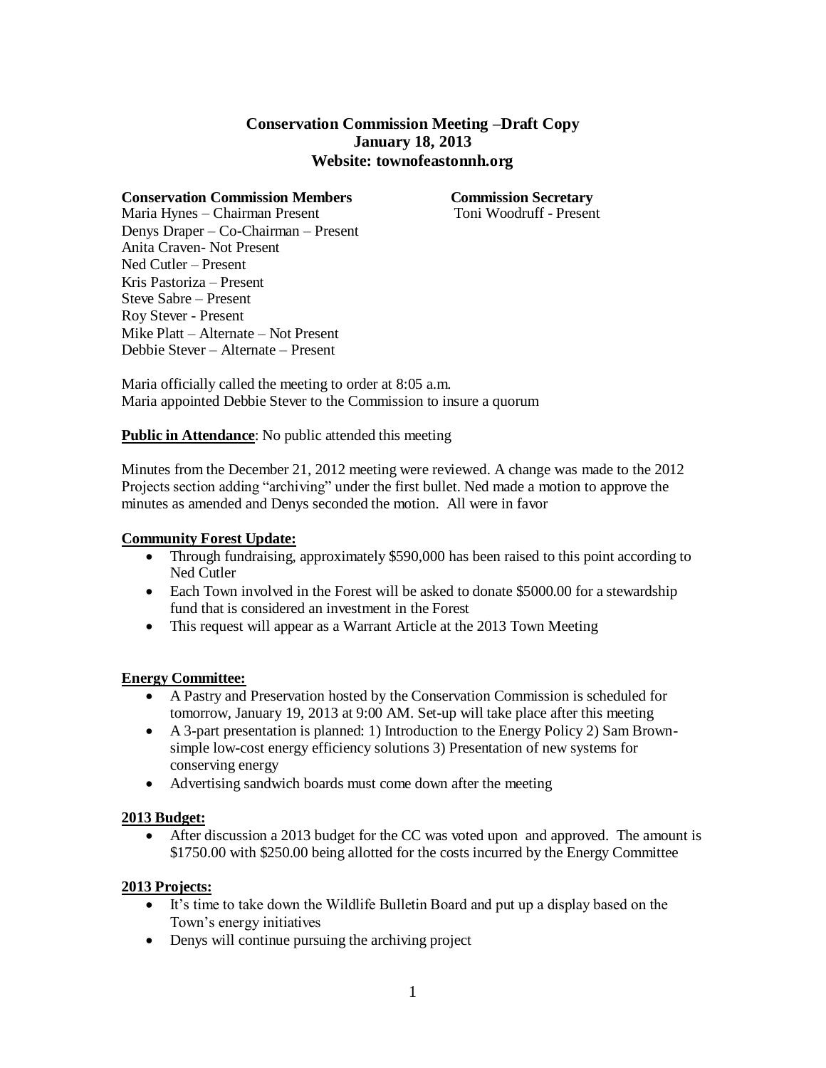# Conservation Commission Meeting –Draft Copy
## January 18, 2013
## Website: townofeastonnh.org

**Conservation Commission Members**

Maria Hynes – Chairman Present
Denys Draper – Co-Chairman – Present
Anita Craven- Not Present
Ned Cutler – Present
Kris Pastoriza – Present
Steve Sabre – Present
Roy Stever - Present
Mike Platt – Alternate – Not Present
Debbie Stever – Alternate – Present

**Commission Secretary**

Toni Woodruff - Present

Maria officially called the meeting to order at 8:05 a.m.
Maria appointed Debbie Stever to the Commission to insure a quorum

**Public in Attendance**: No public attended this meeting

Minutes from the December 21, 2012 meeting were reviewed. A change was made to the 2012 Projects section adding "archiving" under the first bullet. Ned made a motion to approve the minutes as amended and Denys seconded the motion. All were in favor

**Community Forest Update:**

- Through fundraising, approximately $590,000 has been raised to this point according to Ned Cutler
- Each Town involved in the Forest will be asked to donate $5000.00 for a stewardship fund that is considered an investment in the Forest
- This request will appear as a Warrant Article at the 2013 Town Meeting

**Energy Committee:**

- A Pastry and Preservation hosted by the Conservation Commission is scheduled for tomorrow, January 19, 2013 at 9:00 AM. Set-up will take place after this meeting
- A 3-part presentation is planned: 1) Introduction to the Energy Policy 2) Sam Brown- simple low-cost energy efficiency solutions 3) Presentation of new systems for conserving energy
- Advertising sandwich boards must come down after the meeting

**2013 Budget:**

- After discussion a 2013 budget for the CC was voted upon and approved. The amount is $1750.00 with $250.00 being allotted for the costs incurred by the Energy Committee

**2013 Projects:**

- It's time to take down the Wildlife Bulletin Board and put up a display based on the Town's energy initiatives
- Denys will continue pursuing the archiving project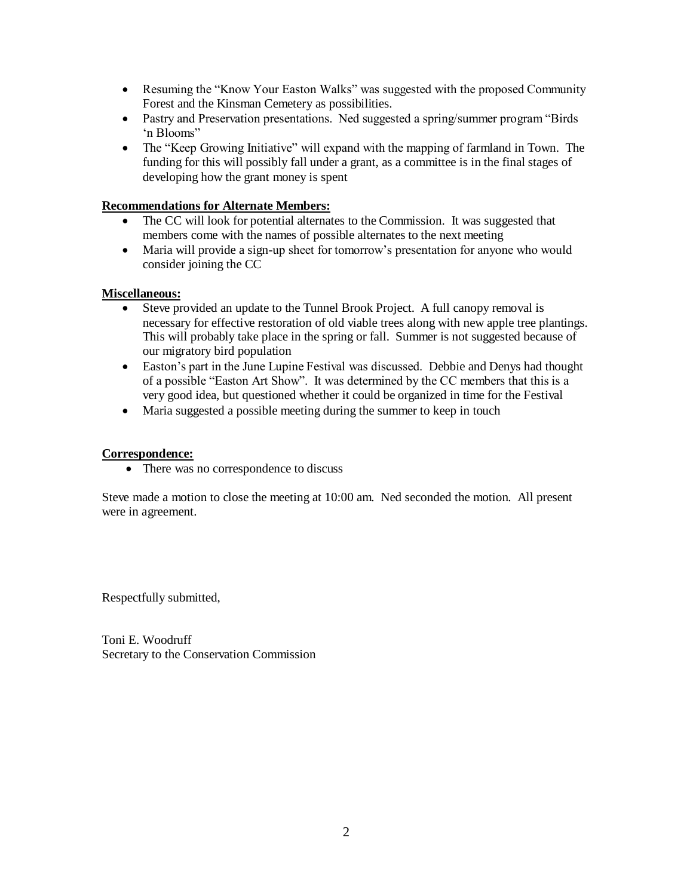- Resuming the "Know Your Easton Walks" was suggested with the proposed Community Forest and the Kinsman Cemetery as possibilities.
- Pastry and Preservation presentations. Ned suggested a spring/summer program "Birds 'n Blooms"
- The "Keep Growing Initiative" will expand with the mapping of farmland in Town. The funding for this will possibly fall under a grant, as a committee is in the final stages of developing how the grant money is spent

**Recommendations for Alternate Members:**

- The CC will look for potential alternates to the Commission. It was suggested that members come with the names of possible alternates to the next meeting
- Maria will provide a sign-up sheet for tomorrow's presentation for anyone who would consider joining the CC

**Miscellaneous:**

- Steve provided an update to the Tunnel Brook Project. A full canopy removal is necessary for effective restoration of old viable trees along with new apple tree plantings. This will probably take place in the spring or fall. Summer is not suggested because of our migratory bird population
- Easton's part in the June Lupine Festival was discussed. Debbie and Denys had thought of a possible "Easton Art Show". It was determined by the CC members that this is a very good idea, but questioned whether it could be organized in time for the Festival
- Maria suggested a possible meeting during the summer to keep in touch

**Correspondence:**

- There was no correspondence to discuss

Steve made a motion to close the meeting at 10:00 am. Ned seconded the motion. All present were in agreement.

Respectfully submitted,

Toni E. Woodruff
Secretary to the Conservation Commission